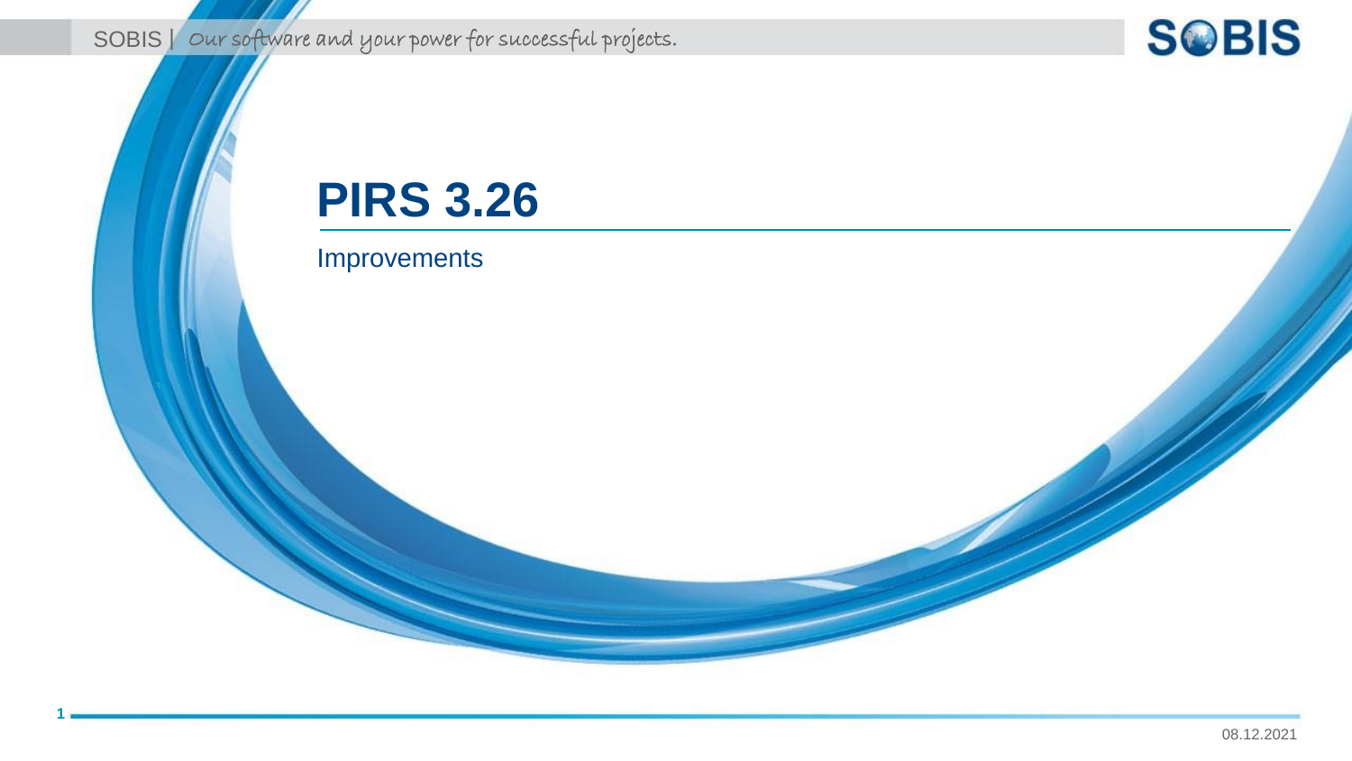# PIRS 3.26

Improvements

08.12.2021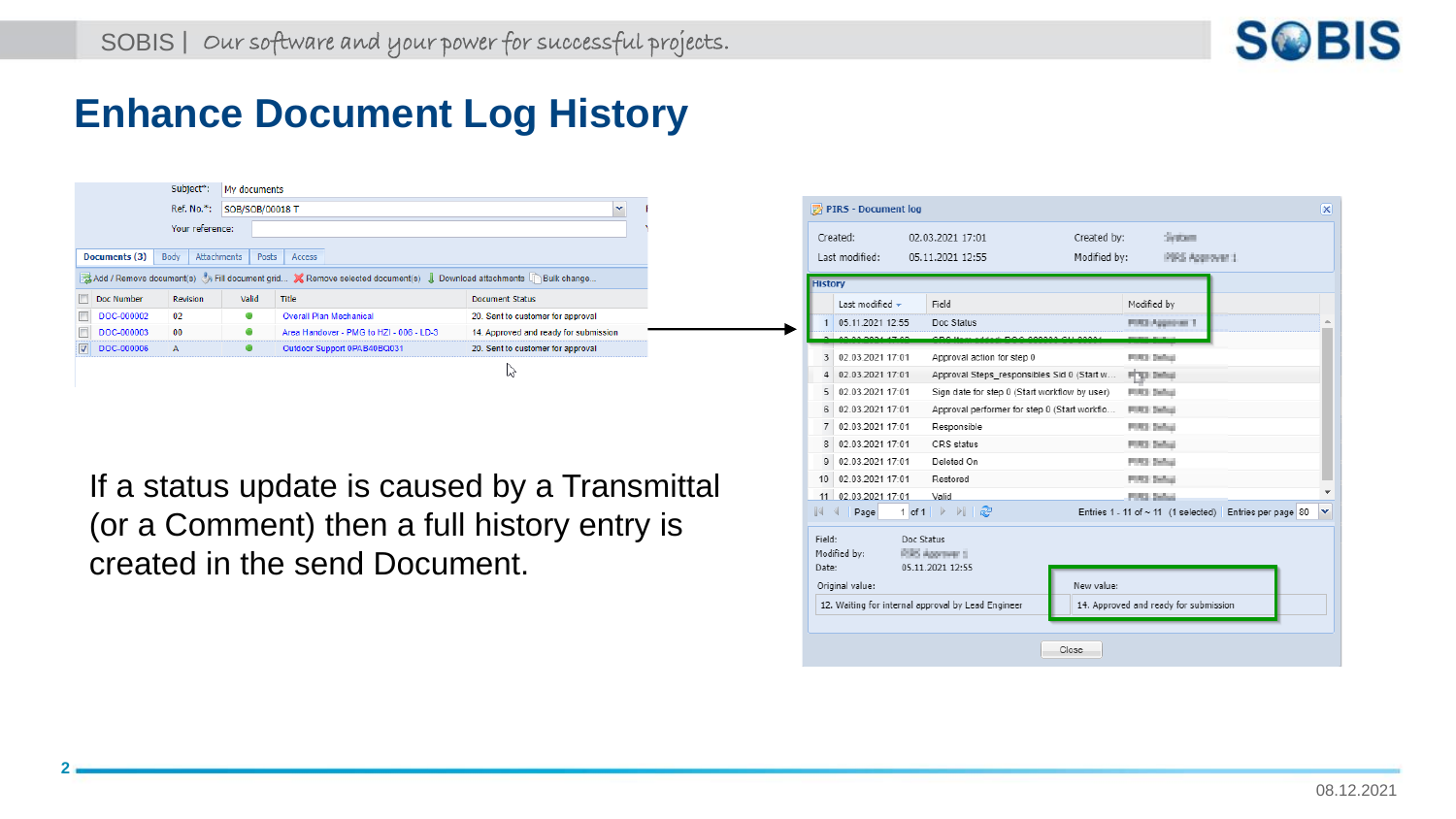# Enhance Document Log History

| Subject*: | My documents |
|---|---|
| Ref. No.*: | SOB/SOB/00018 T |
| Your reference: | |

Documents (3) | Body | Attachments | Posts | Access

Add / Remove document(s) | Fill document grid... | Remove selected document(s) | Download attachments | Bulk change...

| | Doc Number | Revision | Valid | Title | Document Status |
|---|---|---|---|---|---|
| ☐ | DOC-000002 | 02 | ● | Overall Plan Mechanical | 20. Sent to customer for approval |
| ☐ | DOC-000003 | 00 | ● | Area Handover - PMG to HZI - 006 - LD-3 | 14. Approved and ready for submission |
| ☑ | DOC-000006 | A | ● | Outdoor Support 0PAB40BQ031 | 20. Sent to customer for approval |

If a status update is caused by a Transmittal (or a Comment) then a full history entry is created in the send Document.

**PIRS - Document log**

| Created: | 02.03.2021 17:01 | Created by: | System |
|---|---|---|---|
| Last modified: | 05.11.2021 12:55 | Modified by: | PIRS Approver 1 |

**History**

| | Last modified | Field | Modified by |
|---|---|---|---|
| 1 | 05.11.2021 12:55 | Doc Status | PIRS Approver 1 |
| 2 | 02.03.2021 17:02 | CRS Item added: DOC-000002-CU-00001 | PIRS Default |
| 3 | 02.03.2021 17:01 | Approval action for step 0 | PIRS Default |
| 4 | 02.03.2021 17:01 | Approval Steps_responsibles Sid 0 (Start w... | PIRS Default |
| 5 | 02.03.2021 17:01 | Sign date for step 0 (Start workflow by user) | PIRS Default |
| 6 | 02.03.2021 17:01 | Approval performer for step 0 (Start workflo... | PIRS Default |
| 7 | 02.03.2021 17:01 | Responsible | PIRS Default |
| 8 | 02.03.2021 17:01 | CRS status | PIRS Default |
| 9 | 02.03.2021 17:01 | Deleted On | PIRS Default |
| 10 | 02.03.2021 17:01 | Restored | PIRS Default |
| 11 | 02.03.2021 17:01 | Valid | PIRS Default |

Page 1 of 1 — Entries 1 - 11 of ~ 11 (1 selected) — Entries per page 80

| Field: | Doc Status |
|---|---|
| Modified by: | PIRS Approver 1 |
| Date: | 05.11.2021 12:55 |

| Original value: | New value: |
|---|---|
| 12. Waiting for internal approval by Lead Engineer | 14. Approved and ready for submission |

Close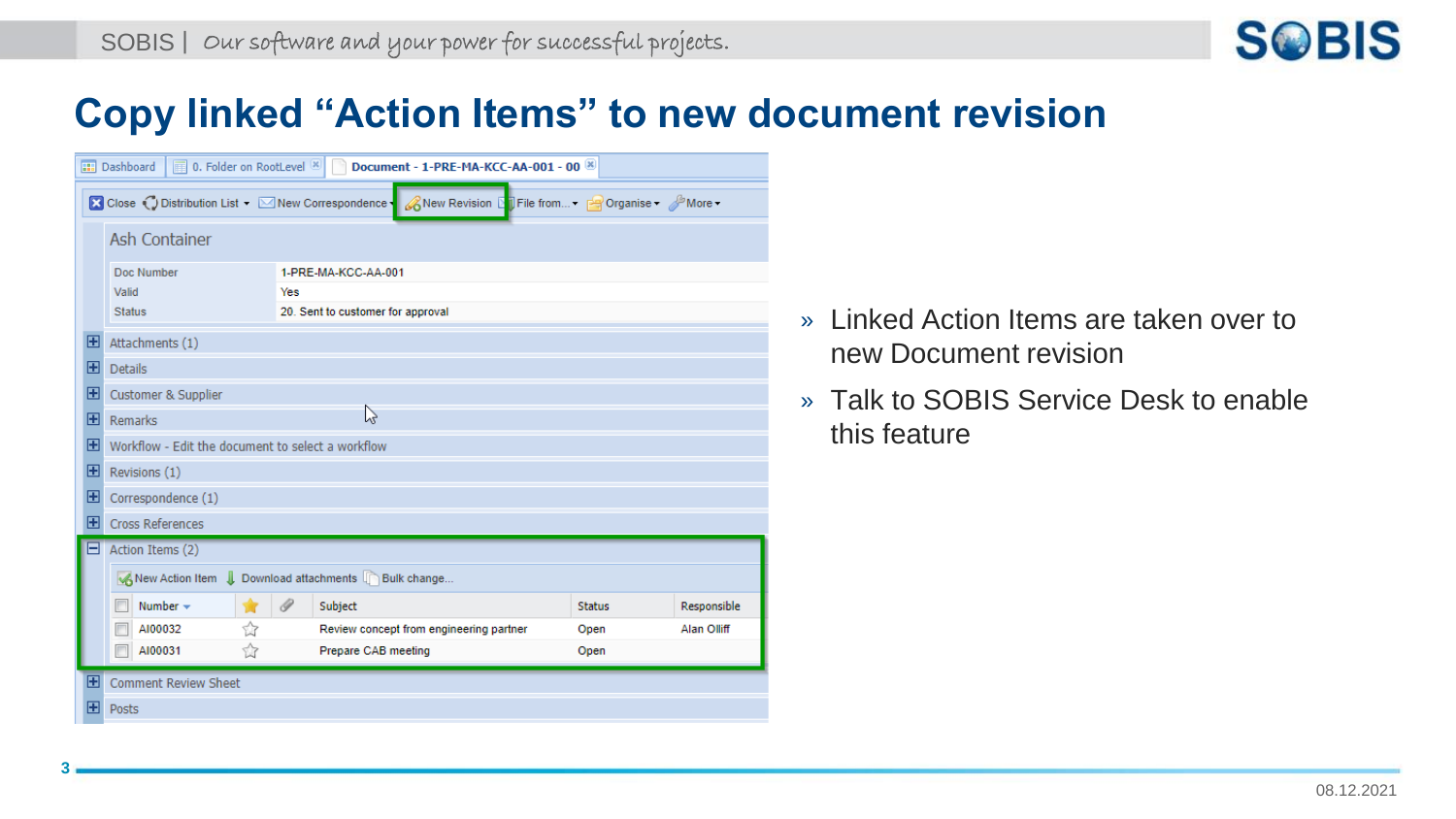# Copy linked "Action Items" to new document revision

Dashboard | 0. Folder on RootLevel | Document - 1-PRE-MA-KCC-AA-001 - 00

Close | Distribution List | New Correspondence | New Revision | File from... | Organise | More

Ash Container

| Doc Number | 1-PRE-MA-KCC-AA-001 |
| --- | --- |
| Valid | Yes |
| Status | 20. Sent to customer for approval |

- Attachments (1)
- Details
- Customer & Supplier
- Remarks
- Workflow - Edit the document to select a workflow
- Revisions (1)
- Correspondence (1)
- Cross References
- Action Items (2)

New Action Item | Download attachments | Bulk change...

| Number | | | Subject | Status | Responsible |
| --- | --- | --- | --- | --- | --- |
| AI00032 | | | Review concept from engineering partner | Open | Alan Olliff |
| AI00031 | | | Prepare CAB meeting | Open | |

- Comment Review Sheet
- Posts

» Linked Action Items are taken over to new Document revision

» Talk to SOBIS Service Desk to enable this feature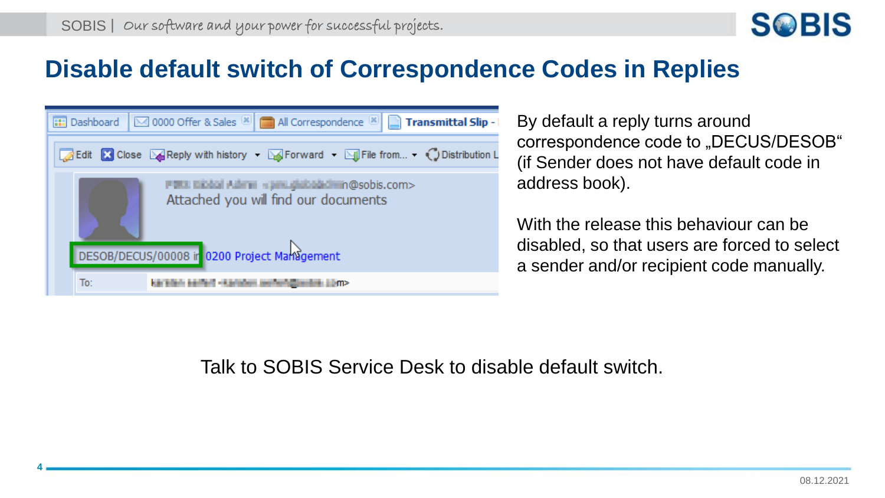# Disable default switch of Correspondence Codes in Replies

By default a reply turns around correspondence code to „DECUS/DESOB" (if Sender does not have default code in address book).

With the release this behaviour can be disabled, so that users are forced to select a sender and/or recipient code manually.

Talk to SOBIS Service Desk to disable default switch.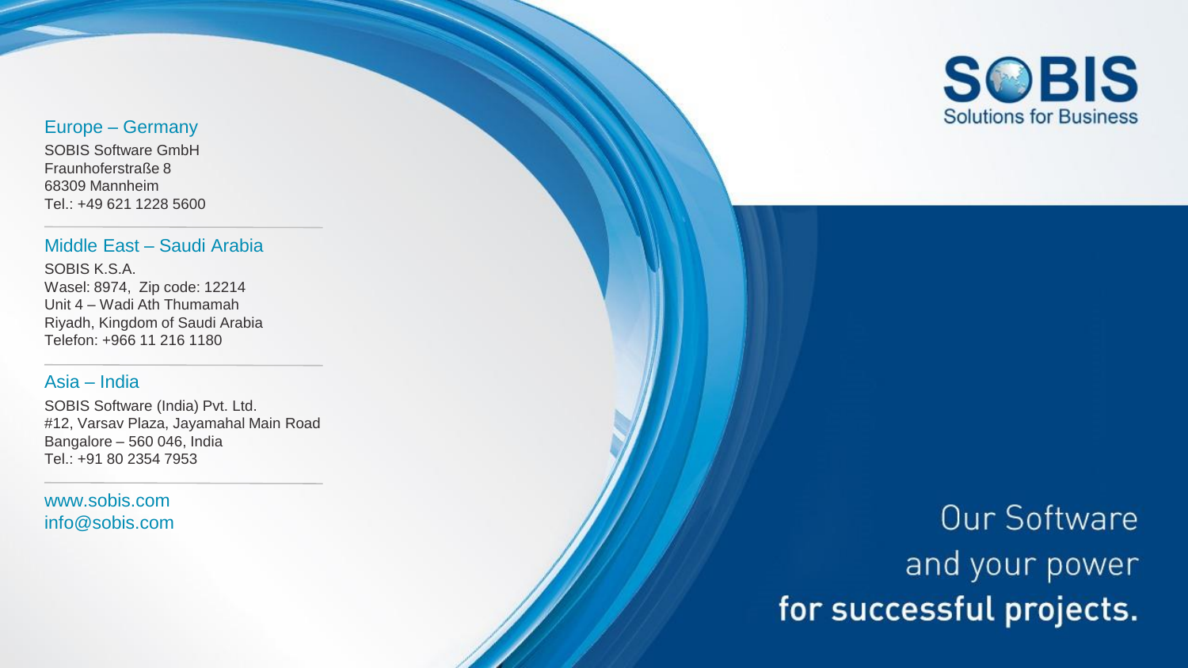## Europe – Germany

SOBIS Software GmbH
Fraunhoferstraße 8
68309 Mannheim
Tel.: +49 621 1228 5600

## Middle East – Saudi Arabia

SOBIS K.S.A.
Wasel: 8974, Zip code: 12214
Unit 4 – Wadi Ath Thumamah
Riyadh, Kingdom of Saudi Arabia
Telefon: +966 11 216 1180

## Asia – India

SOBIS Software (India) Pvt. Ltd.
#12, Varsav Plaza, Jayamahal Main Road
Bangalore – 560 046, India
Tel.: +91 80 2354 7953

www.sobis.com
info@sobis.com

SOBIS
Solutions for Business

Our Software
and your power
**for successful projects.**